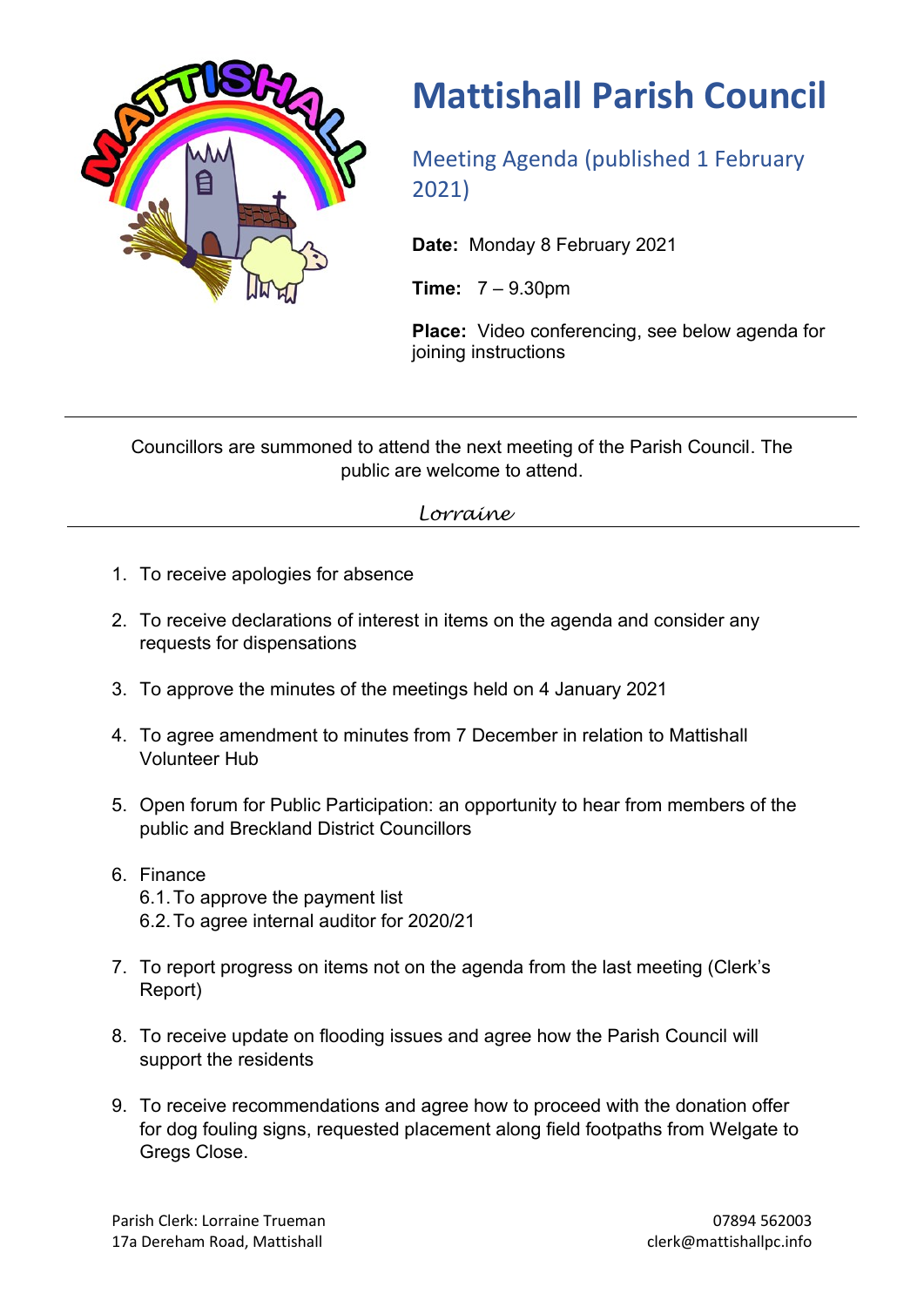# Mattishall Parish Council

## Meeting Agenda (published 1 February 2021)

**Date:** Monday 8 February 2021

**Time:** 7 – 9.30pm

**Place:** Video conferencing, see below agenda for joining instructions

---

Councillors are summoned to attend the next meeting of the Parish Council. The public are welcome to attend.

*Lorraine*

---

1. To receive apologies for absence
2. To receive declarations of interest in items on the agenda and consider any requests for dispensations
3. To approve the minutes of the meetings held on 4 January 2021
4. To agree amendment to minutes from 7 December in relation to Mattishall Volunteer Hub
5. Open forum for Public Participation: an opportunity to hear from members of the public and Breckland District Councillors
6. Finance
   6.1. To approve the payment list
   6.2. To agree internal auditor for 2020/21
7. To report progress on items not on the agenda from the last meeting (Clerk's Report)
8. To receive update on flooding issues and agree how the Parish Council will support the residents
9. To receive recommendations and agree how to proceed with the donation offer for dog fouling signs, requested placement along field footpaths from Welgate to Gregs Close.

Parish Clerk: Lorraine Trueman
17a Dereham Road, Mattishall

07894 562003
clerk@mattishallpc.info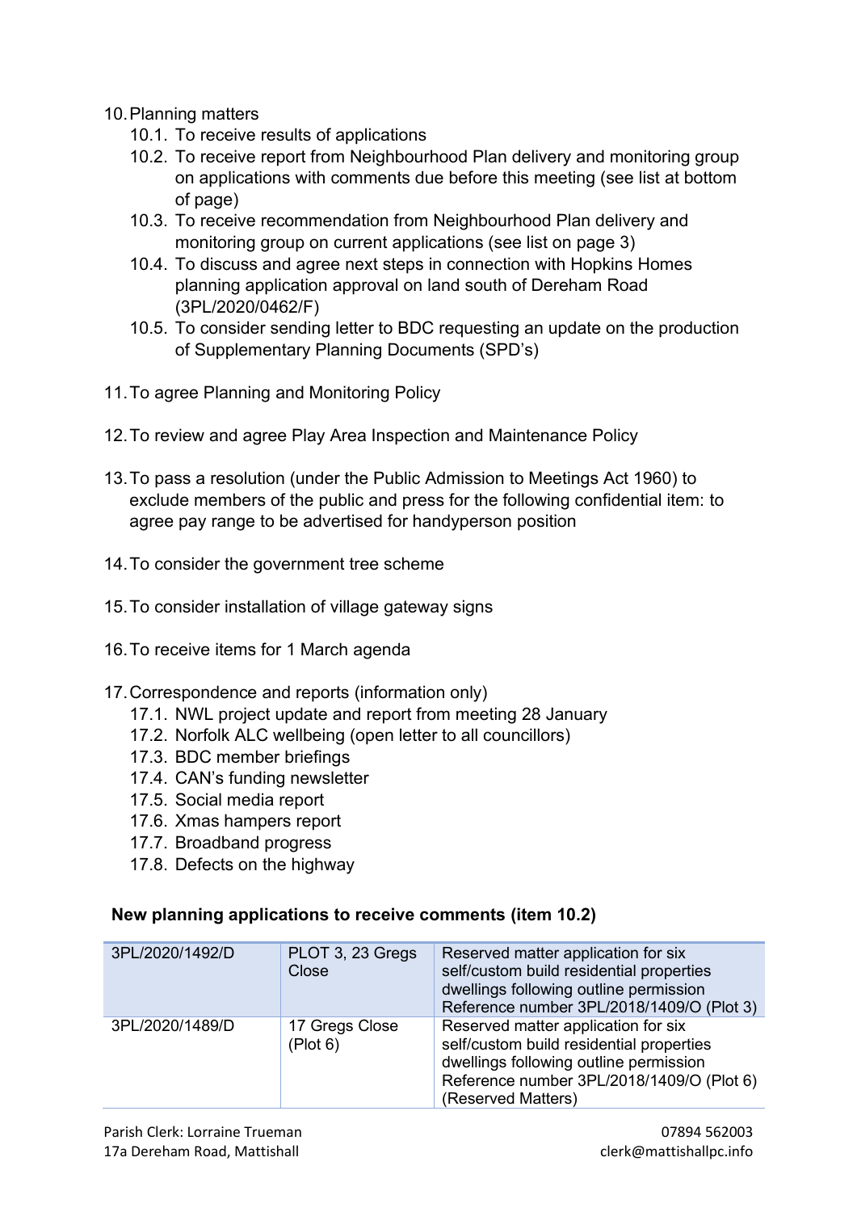10. Planning matters
    10.1. To receive results of applications
    10.2. To receive report from Neighbourhood Plan delivery and monitoring group on applications with comments due before this meeting (see list at bottom of page)
    10.3. To receive recommendation from Neighbourhood Plan delivery and monitoring group on current applications (see list on page 3)
    10.4. To discuss and agree next steps in connection with Hopkins Homes planning application approval on land south of Dereham Road (3PL/2020/0462/F)
    10.5. To consider sending letter to BDC requesting an update on the production of Supplementary Planning Documents (SPD's)

11. To agree Planning and Monitoring Policy

12. To review and agree Play Area Inspection and Maintenance Policy

13. To pass a resolution (under the Public Admission to Meetings Act 1960) to exclude members of the public and press for the following confidential item: to agree pay range to be advertised for handyperson position

14. To consider the government tree scheme

15. To consider installation of village gateway signs

16. To receive items for 1 March agenda

17. Correspondence and reports (information only)
    17.1. NWL project update and report from meeting 28 January
    17.2. Norfolk ALC wellbeing (open letter to all councillors)
    17.3. BDC member briefings
    17.4. CAN's funding newsletter
    17.5. Social media report
    17.6. Xmas hampers report
    17.7. Broadband progress
    17.8. Defects on the highway

**New planning applications to receive comments (item 10.2)**

| 3PL/2020/1492/D | PLOT 3, 23 Gregs Close | Reserved matter application for six self/custom build residential properties dwellings following outline permission Reference number 3PL/2018/1409/O (Plot 3) |
|---|---|---|
| 3PL/2020/1489/D | 17 Gregs Close (Plot 6) | Reserved matter application for six self/custom build residential properties dwellings following outline permission Reference number 3PL/2018/1409/O (Plot 6) (Reserved Matters) |

Parish Clerk: Lorraine Trueman
17a Dereham Road, Mattishall

07894 562003
clerk@mattishallpc.info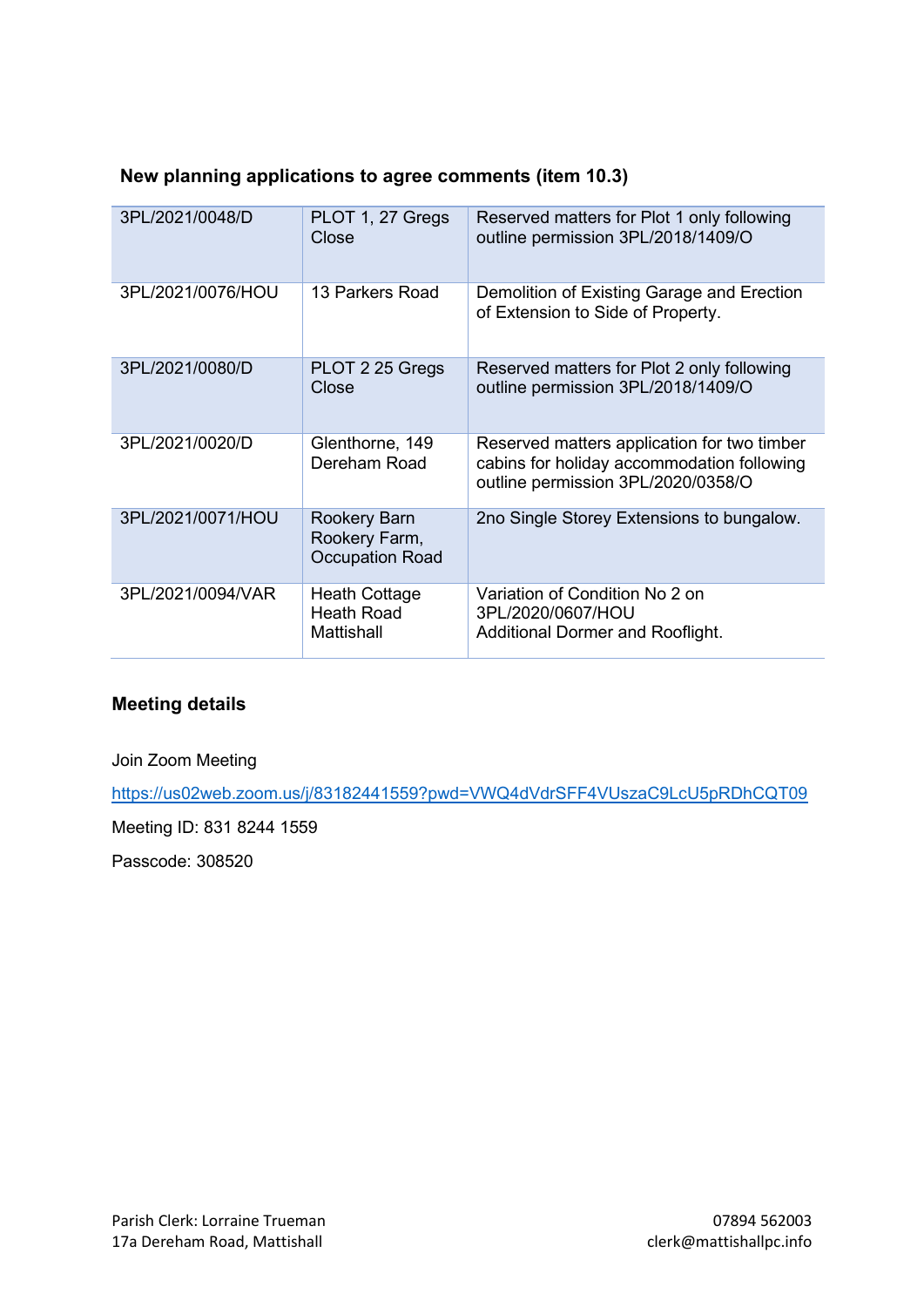### New planning applications to agree comments (item 10.3)

| | | |
|---|---|---|
| 3PL/2021/0048/D | PLOT 1, 27 Gregs Close | Reserved matters for Plot 1 only following outline permission 3PL/2018/1409/O |
| 3PL/2021/0076/HOU | 13 Parkers Road | Demolition of Existing Garage and Erection of Extension to Side of Property. |
| 3PL/2021/0080/D | PLOT 2 25 Gregs Close | Reserved matters for Plot 2 only following outline permission 3PL/2018/1409/O |
| 3PL/2021/0020/D | Glenthorne, 149 Dereham Road | Reserved matters application for two timber cabins for holiday accommodation following outline permission 3PL/2020/0358/O |
| 3PL/2021/0071/HOU | Rookery Barn Rookery Farm, Occupation Road | 2no Single Storey Extensions to bungalow. |
| 3PL/2021/0094/VAR | Heath Cottage Heath Road Mattishall | Variation of Condition No 2 on 3PL/2020/0607/HOU Additional Dormer and Rooflight. |

### Meeting details

Join Zoom Meeting

https://us02web.zoom.us/j/83182441559?pwd=VWQ4dVdrSFF4VUszaC9LcU5pRDhCQT09

Meeting ID: 831 8244 1559

Passcode: 308520

Parish Clerk: Lorraine Trueman
17a Dereham Road, Mattishall

07894 562003
clerk@mattishallpc.info